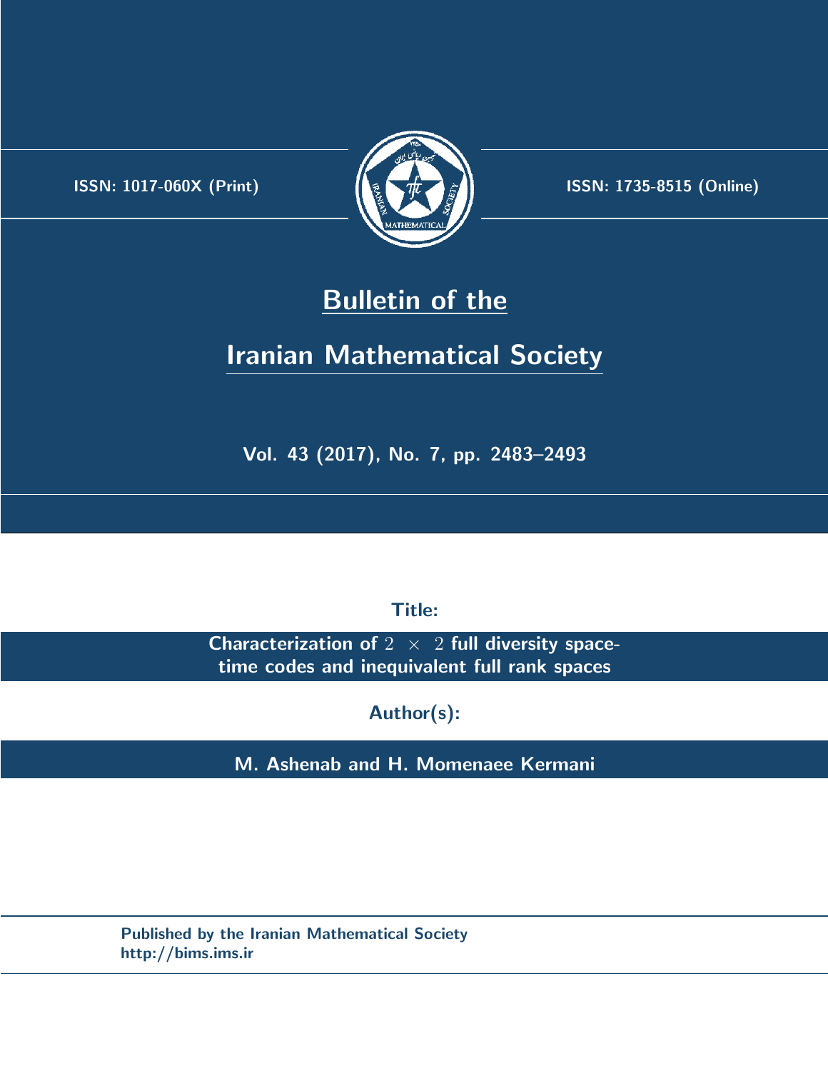ISSN: 1017-060X (Print)

ISSN: 1735-8515 (Online)

# Bulletin of the

# Iranian Mathematical Society

Vol. 43 (2017), No. 7, pp. 2483–2493

**Title:**

**Characterization of $2 \times 2$ full diversity space-time codes and inequivalent full rank spaces**

**Author(s):**

**M. Ashenab and H. Momenaee Kermani**

Published by the Iranian Mathematical Society
http://bims.ims.ir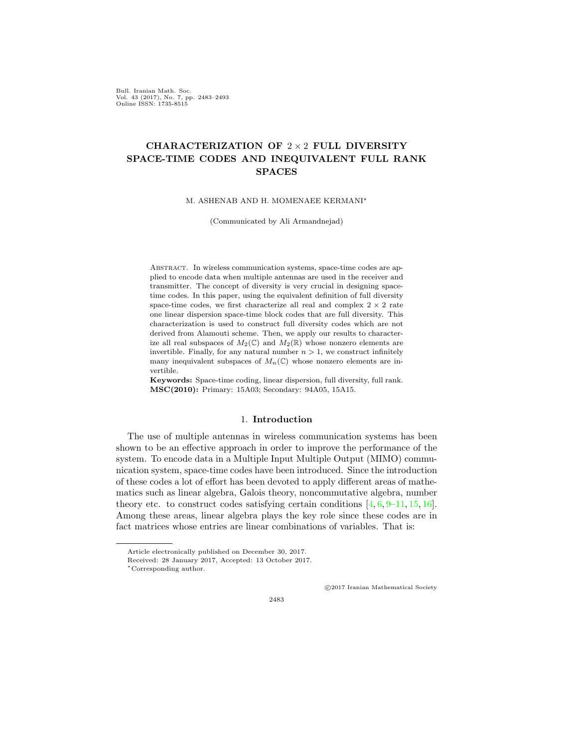Bull. Iranian Math. Soc.
Vol. 43 (2017), No. 7, pp. 2483–2493
Online ISSN: 1735-8515

# CHARACTERIZATION OF $2 \times 2$ FULL DIVERSITY SPACE-TIME CODES AND INEQUIVALENT FULL RANK SPACES

M. ASHENAB AND H. MOMENAEE KERMANI*

(Communicated by Ali Armandnejad)

Abstract. In wireless communication systems, space-time codes are applied to encode data when multiple antennas are used in the receiver and transmitter. The concept of diversity is very crucial in designing space-time codes. In this paper, using the equivalent definition of full diversity space-time codes, we first characterize all real and complex $2 \times 2$ rate one linear dispersion space-time block codes that are full diversity. This characterization is used to construct full diversity codes which are not derived from Alamouti scheme. Then, we apply our results to characterize all real subspaces of $M_2(\mathbb{C})$ and $M_2(\mathbb{R})$ whose nonzero elements are invertible. Finally, for any natural number $n > 1$, we construct infinitely many inequivalent subspaces of $M_n(\mathbb{C})$ whose nonzero elements are invertible.

**Keywords:** Space-time coding, linear dispersion, full diversity, full rank.
**MSC(2010):** Primary: 15A03; Secondary: 94A05, 15A15.

## 1. Introduction

The use of multiple antennas in wireless communication systems has been shown to be an effective approach in order to improve the performance of the system. To encode data in a Multiple Input Multiple Output (MIMO) communication system, space-time codes have been introduced. Since the introduction of these codes a lot of effort has been devoted to apply different areas of mathematics such as linear algebra, Galois theory, noncommutative algebra, number theory etc. to construct codes satisfying certain conditions [4, 6, 9–11, 15, 16]. Among these areas, linear algebra plays the key role since these codes are in fact matrices whose entries are linear combinations of variables. That is:

Article electronically published on December 30, 2017.
Received: 28 January 2017, Accepted: 13 October 2017.
*Corresponding author.

©2017 Iranian Mathematical Society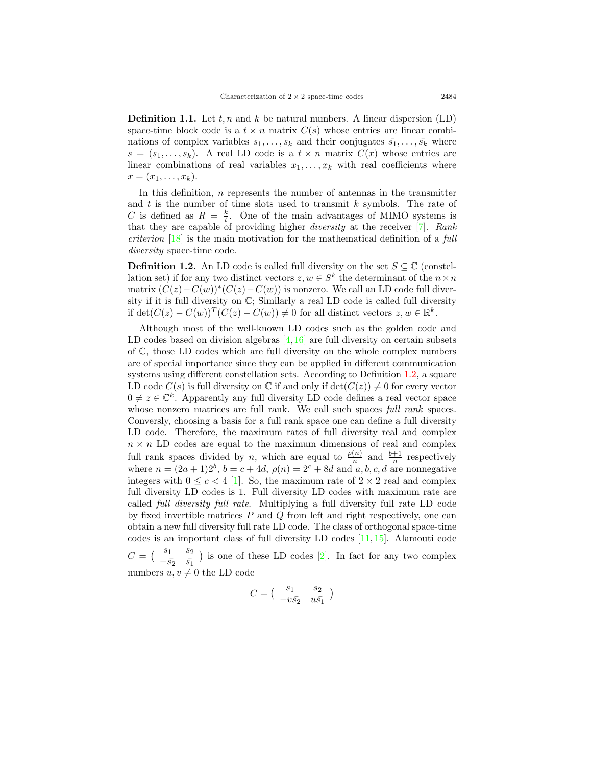**Definition 1.1.** Let $t, n$ and $k$ be natural numbers. A linear dispersion (LD) space-time block code is a $t \times n$ matrix $C(s)$ whose entries are linear combinations of complex variables $s_1, \dots, s_k$ and their conjugates $\bar{s_1}, \dots, \bar{s_k}$ where $s = (s_1, \dots, s_k)$. A real LD code is a $t \times n$ matrix $C(x)$ whose entries are linear combinations of real variables $x_1, \dots, x_k$ with real coefficients where $x = (x_1, \dots, x_k)$.

In this definition, $n$ represents the number of antennas in the transmitter and $t$ is the number of time slots used to transmit $k$ symbols. The rate of $C$ is defined as $R = \frac{k}{t}$. One of the main advantages of MIMO systems is that they are capable of providing higher *diversity* at the receiver [7]. *Rank criterion* [18] is the main motivation for the mathematical definition of a *full diversity* space-time code.

**Definition 1.2.** An LD code is called full diversity on the set $S \subseteq \mathbb{C}$ (constellation set) if for any two distinct vectors $z, w \in S^k$ the determinant of the $n \times n$ matrix $(C(z)-C(w))^*(C(z)-C(w))$ is nonzero. We call an LD code full diversity if it is full diversity on $\mathbb{C}$; Similarly a real LD code is called full diversity if $\det(C(z) - C(w))^T(C(z) - C(w)) \neq 0$ for all distinct vectors $z, w \in \mathbb{R}^k$.

Although most of the well-known LD codes such as the golden code and LD codes based on division algebras [4,16] are full diversity on certain subsets of $\mathbb{C}$, those LD codes which are full diversity on the whole complex numbers are of special importance since they can be applied in different communication systems using different constellation sets. According to Definition 1.2, a square LD code $C(s)$ is full diversity on $\mathbb{C}$ if and only if $\det(C(z)) \neq 0$ for every vector $0 \neq z \in \mathbb{C}^k$. Apparently any full diversity LD code defines a real vector space whose nonzero matrices are full rank. We call such spaces *full rank* spaces. Conversly, choosing a basis for a full rank space one can define a full diversity LD code. Therefore, the maximum rates of full diversity real and complex $n \times n$ LD codes are equal to the maximum dimensions of real and complex full rank spaces divided by $n$, which are equal to $\frac{\rho(n)}{n}$ and $\frac{b+1}{n}$ respectively where $n = (2a+1)2^b$, $b = c + 4d$, $\rho(n) = 2^c + 8d$ and $a, b, c, d$ are nonnegative integers with $0 \leq c < 4$ [1]. So, the maximum rate of $2 \times 2$ real and complex full diversity LD codes is 1. Full diversity LD codes with maximum rate are called *full diversity full rate*. Multiplying a full diversity full rate LD code by fixed invertible matrices $P$ and $Q$ from left and right respectively, one can obtain a new full diversity full rate LD code. The class of orthogonal space-time codes is an important class of full diversity LD codes [11, 15]. Alamouti code $C = \begin{pmatrix} s_1 & s_2 \\ -\bar{s_2} & \bar{s_1} \end{pmatrix}$ is one of these LD codes [2]. In fact for any two complex numbers $u, v \neq 0$ the LD code

$$C = \begin{pmatrix} s_1 & s_2 \\ -v\bar{s_2} & u\bar{s_1} \end{pmatrix}$$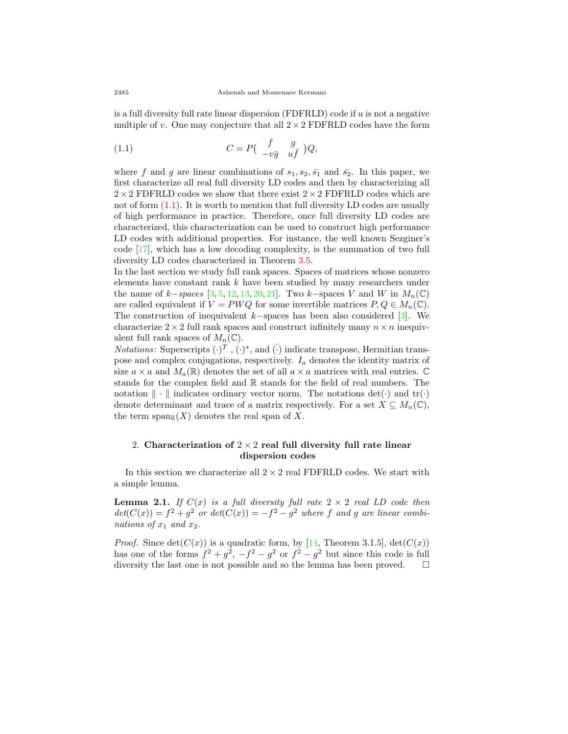is a full diversity full rate linear dispersion (FDFRLD) code if $u$ is not a negative multiple of $v$. One may conjecture that all $2 \times 2$ FDFRLD codes have the form

$$C = P\begin{pmatrix} f & g \\ -v\bar{g} & u\bar{f} \end{pmatrix}Q, \tag{1.1}$$

where $f$ and $g$ are linear combinations of $s_1, s_2, \bar{s_1}$ and $\bar{s_2}$. In this paper, we first characterize all real full diversity LD codes and then by characterizing all $2 \times 2$ FDFRLD codes we show that there exist $2 \times 2$ FDFRLD codes which are not of form (1.1). It is worth to mention that full diversity LD codes are usually of high performance in practice. Therefore, once full diversity LD codes are characterized, this characterization can be used to construct high performance LD codes with additional properties. For instance, the well known Sezginer's code [17], which has a low decoding complexity, is the summation of two full diversity LD codes characterized in Theorem 3.5.

In the last section we study full rank spaces. Spaces of matrices whose nonzero elements have constant rank $k$ have been studied by many researchers under the name of $k-$*spaces* [3, 5, 12, 13, 20, 21]. Two $k-$spaces $V$ and $W$ in $M_n(\mathbb{C})$ are called equivalent if $V = PWQ$ for some invertible matrices $P, Q \in M_n(\mathbb{C})$. The construction of inequivalent $k-$spaces has been also considered [3]. We characterize $2 \times 2$ full rank spaces and construct infinitely many $n \times n$ inequivalent full rank spaces of $M_n(\mathbb{C})$.

*Notations*: Superscripts $(\cdot)^T$, $(\cdot)^*$, and $\bar{(\cdot)}$ indicate transpose, Hermitian transpose and complex conjugations, respectively. $I_a$ denotes the identity matrix of size $a \times a$ and $M_a(\mathbb{R})$ denotes the set of all $a \times a$ matrices with real entries. $\mathbb{C}$ stands for the complex field and $\mathbb{R}$ stands for the field of real numbers. The notation $\| \cdot \|$ indicates ordinary vector norm. The notations $\det(\cdot)$ and $\mathrm{tr}(\cdot)$ denote determinant and trace of a matrix respectively. For a set $X \subseteq M_n(\mathbb{C})$, the term $\mathrm{span}_{\mathbb{R}}(X)$ denotes the real span of $X$.

## 2. Characterization of $2 \times 2$ real full diversity full rate linear dispersion codes

In this section we characterize all $2 \times 2$ real FDFRLD codes. We start with a simple lemma.

**Lemma 2.1.** *If $C(x)$ is a full diversity full rate $2 \times 2$ real LD code then $det(C(x)) = f^2 + g^2$ or $det(C(x)) = -f^2 - g^2$ where $f$ and $g$ are linear combinations of $x_1$ and $x_2$.*

*Proof.* Since $\det(C(x))$ is a quadratic form, by [14, Theorem 3.1.5], $\det(C(x))$ has one of the forms $f^2 + g^2$, $-f^2 - g^2$ or $f^2 - g^2$ but since this code is full diversity the last one is not possible and so the lemma has been proved. □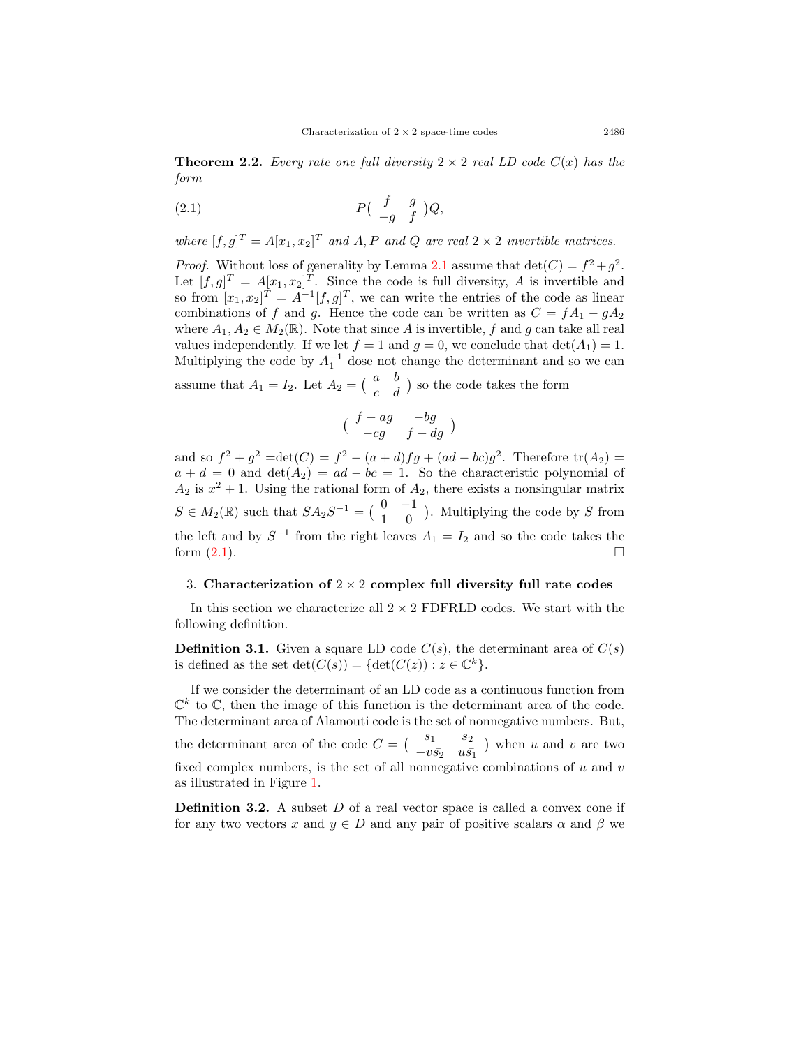**Theorem 2.2.** *Every rate one full diversity $2 \times 2$ real LD code $C(x)$ has the form*

$$P\begin{pmatrix} f & g \\ -g & f \end{pmatrix}Q, \tag{2.1}$$

*where $[f,g]^T = A[x_1,x_2]^T$ and $A, P$ and $Q$ are real $2 \times 2$ invertible matrices.*

*Proof.* Without loss of generality by Lemma 2.1 assume that $\det(C) = f^2 + g^2$. Let $[f,g]^T = A[x_1,x_2]^T$. Since the code is full diversity, $A$ is invertible and so from $[x_1,x_2]^T = A^{-1}[f,g]^T$, we can write the entries of the code as linear combinations of $f$ and $g$. Hence the code can be written as $C = fA_1 - gA_2$ where $A_1, A_2 \in M_2(\mathbb{R})$. Note that since $A$ is invertible, $f$ and $g$ can take all real values independently. If we let $f = 1$ and $g = 0$, we conclude that $\det(A_1) = 1$. Multiplying the code by $A_1^{-1}$ dose not change the determinant and so we can assume that $A_1 = I_2$. Let $A_2 = \begin{pmatrix} a & b \\ c & d \end{pmatrix}$ so the code takes the form

$$\begin{pmatrix} f - ag & -bg \\ -cg & f - dg \end{pmatrix}$$

and so $f^2 + g^2 = \det(C) = f^2 - (a+d)fg + (ad - bc)g^2$. Therefore $\operatorname{tr}(A_2) = a + d = 0$ and $\det(A_2) = ad - bc = 1$. So the characteristic polynomial of $A_2$ is $x^2 + 1$. Using the rational form of $A_2$, there exists a nonsingular matrix $S \in M_2(\mathbb{R})$ such that $SA_2S^{-1} = \begin{pmatrix} 0 & -1 \\ 1 & 0 \end{pmatrix}$. Multiplying the code by $S$ from the left and by $S^{-1}$ from the right leaves $A_1 = I_2$ and so the code takes the form (2.1). $\square$

## 3. Characterization of $2 \times 2$ complex full diversity full rate codes

In this section we characterize all $2 \times 2$ FDFRLD codes. We start with the following definition.

**Definition 3.1.** Given a square LD code $C(s)$, the determinant area of $C(s)$ is defined as the set $\det(C(s)) = \{\det(C(z)) : z \in \mathbb{C}^k\}$.

If we consider the determinant of an LD code as a continuous function from $\mathbb{C}^k$ to $\mathbb{C}$, then the image of this function is the determinant area of the code. The determinant area of Alamouti code is the set of nonnegative numbers. But, the determinant area of the code $C = \begin{pmatrix} s_1 & s_2 \\ -v\bar{s_2} & u\bar{s_1} \end{pmatrix}$ when $u$ and $v$ are two fixed complex numbers, is the set of all nonnegative combinations of $u$ and $v$ as illustrated in Figure 1.

**Definition 3.2.** A subset $D$ of a real vector space is called a convex cone if for any two vectors $x$ and $y \in D$ and any pair of positive scalars $\alpha$ and $\beta$ we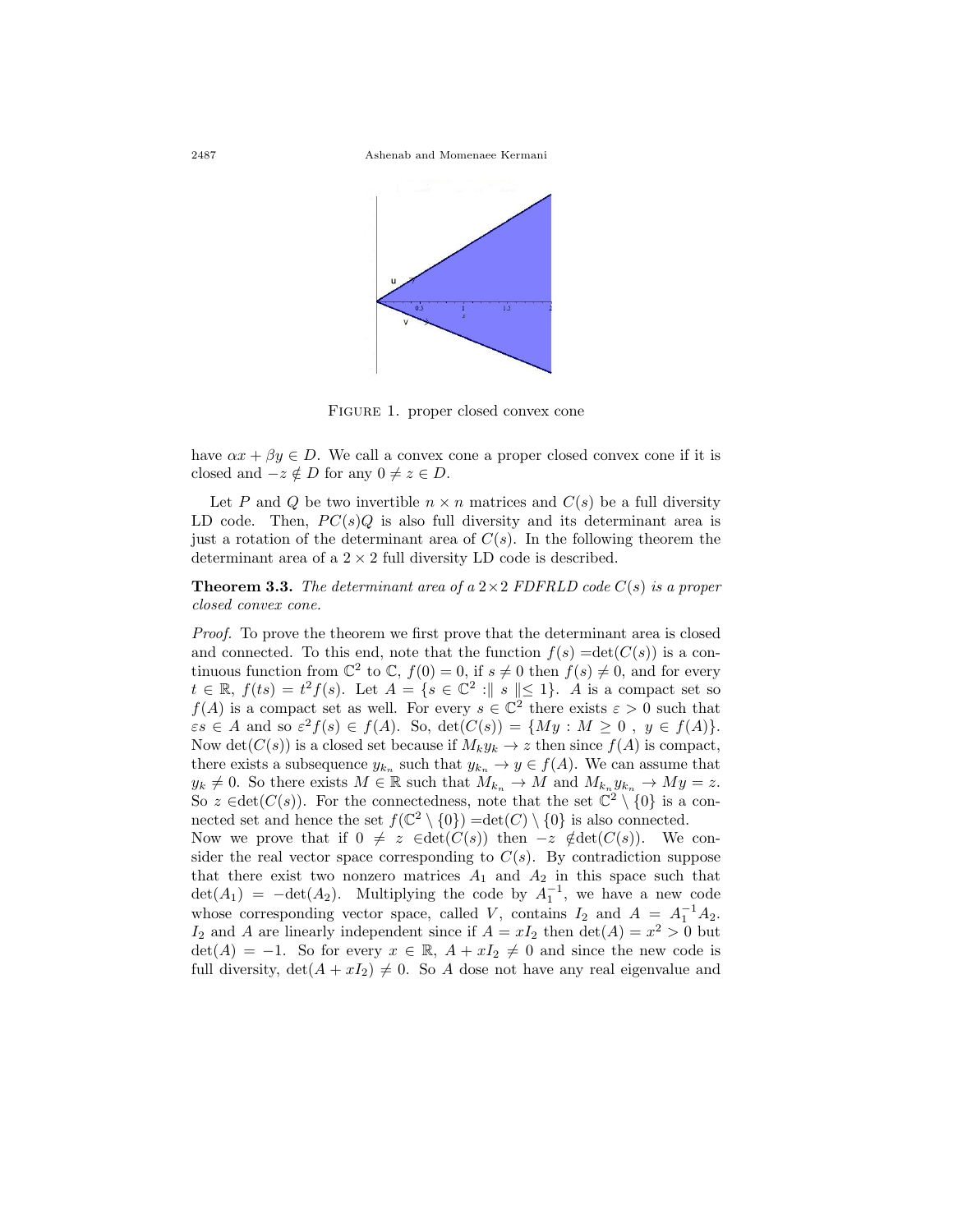Figure 1. proper closed convex cone

have $\alpha x + \beta y \in D$. We call a convex cone a proper closed convex cone if it is closed and $-z \notin D$ for any $0 \neq z \in D$.

Let $P$ and $Q$ be two invertible $n \times n$ matrices and $C(s)$ be a full diversity LD code. Then, $PC(s)Q$ is also full diversity and its determinant area is just a rotation of the determinant area of $C(s)$. In the following theorem the determinant area of a $2 \times 2$ full diversity LD code is described.

**Theorem 3.3.** *The determinant area of a $2 \times 2$ FDFRLD code $C(s)$ is a proper closed convex cone.*

*Proof.* To prove the theorem we first prove that the determinant area is closed and connected. To this end, note that the function $f(s) = \det(C(s))$ is a continuous function from $\mathbb{C}^2$ to $\mathbb{C}$, $f(0) = 0$, if $s \neq 0$ then $f(s) \neq 0$, and for every $t \in \mathbb{R}$, $f(ts) = t^2 f(s)$. Let $A = \{s \in \mathbb{C}^2 : \| s \| \leq 1\}$. $A$ is a compact set so $f(A)$ is a compact set as well. For every $s \in \mathbb{C}^2$ there exists $\varepsilon > 0$ such that $\varepsilon s \in A$ and so $\varepsilon^2 f(s) \in f(A)$. So, $\det(C(s)) = \{My : M \geq 0 \ , \ y \in f(A)\}$. Now $\det(C(s))$ is a closed set because if $M_k y_k \to z$ then since $f(A)$ is compact, there exists a subsequence $y_{k_n}$ such that $y_{k_n} \to y \in f(A)$. We can assume that $y_k \neq 0$. So there exists $M \in \mathbb{R}$ such that $M_{k_n} \to M$ and $M_{k_n} y_{k_n} \to My = z$. So $z \in \det(C(s))$. For the connectedness, note that the set $\mathbb{C}^2 \setminus \{0\}$ is a connected set and hence the set $f(\mathbb{C}^2 \setminus \{0\}) = \det(C) \setminus \{0\}$ is also connected.

Now we prove that if $0 \neq z \in \det(C(s))$ then $-z \notin \det(C(s))$. We consider the real vector space corresponding to $C(s)$. By contradiction suppose that there exist two nonzero matrices $A_1$ and $A_2$ in this space such that $\det(A_1) = -\det(A_2)$. Multiplying the code by $A_1^{-1}$, we have a new code whose corresponding vector space, called $V$, contains $I_2$ and $A = A_1^{-1} A_2$. $I_2$ and $A$ are linearly independent since if $A = xI_2$ then $\det(A) = x^2 > 0$ but $\det(A) = -1$. So for every $x \in \mathbb{R}$, $A + xI_2 \neq 0$ and since the new code is full diversity, $\det(A + xI_2) \neq 0$. So $A$ dose not have any real eigenvalue and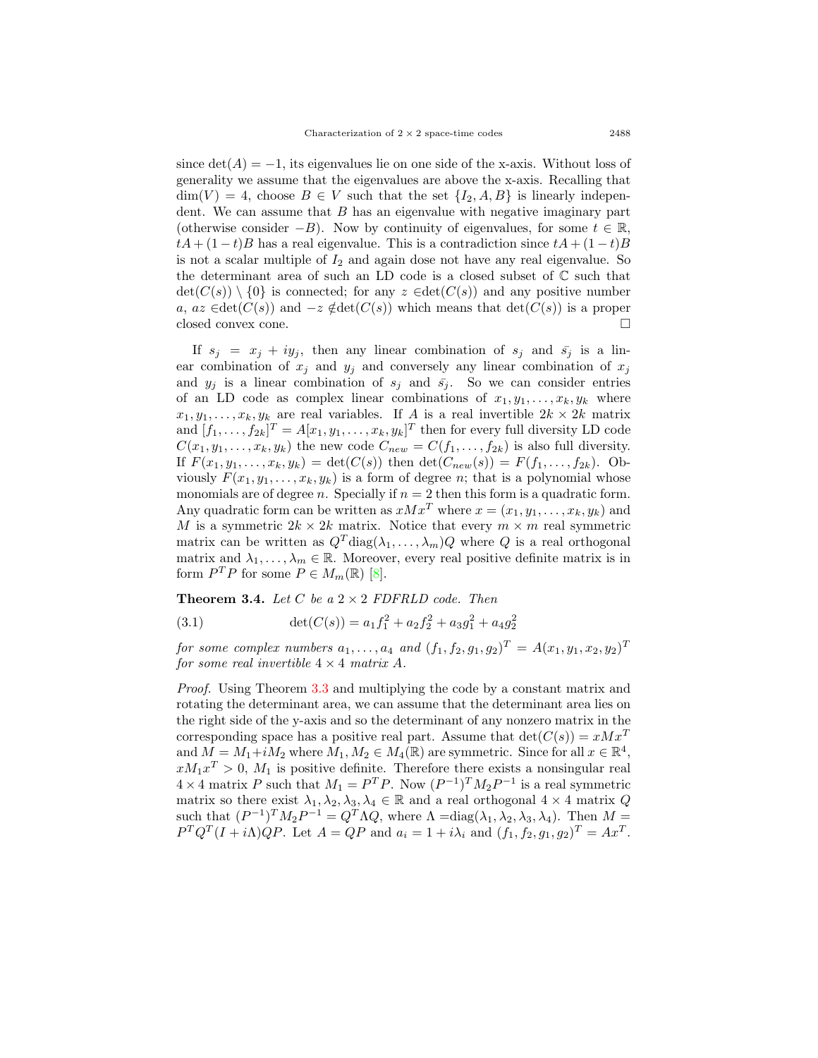since $\det(A) = -1$, its eigenvalues lie on one side of the x-axis. Without loss of generality we assume that the eigenvalues are above the x-axis. Recalling that $\dim(V) = 4$, choose $B \in V$ such that the set $\{I_2, A, B\}$ is linearly independent. We can assume that $B$ has an eigenvalue with negative imaginary part (otherwise consider $-B$). Now by continuity of eigenvalues, for some $t \in \mathbb{R}$, $tA + (1-t)B$ has a real eigenvalue. This is a contradiction since $tA + (1-t)B$ is not a scalar multiple of $I_2$ and again dose not have any real eigenvalue. So the determinant area of such an LD code is a closed subset of $\mathbb{C}$ such that $\det(C(s)) \setminus \{0\}$ is connected; for any $z \in \det(C(s))$ and any positive number $a$, $az \in \det(C(s))$ and $-z \notin \det(C(s))$ which means that $\det(C(s))$ is a proper closed convex cone. $\square$

If $s_j = x_j + iy_j$, then any linear combination of $s_j$ and $\bar{s_j}$ is a linear combination of $x_j$ and $y_j$ and conversely any linear combination of $x_j$ and $y_j$ is a linear combination of $s_j$ and $\bar{s_j}$. So we can consider entries of an LD code as complex linear combinations of $x_1, y_1, \ldots, x_k, y_k$ where $x_1, y_1, \ldots, x_k, y_k$ are real variables. If $A$ is a real invertible $2k \times 2k$ matrix and $[f_1, \ldots, f_{2k}]^T = A[x_1, y_1, \ldots, x_k, y_k]^T$ then for every full diversity LD code $C(x_1, y_1, \ldots, x_k, y_k)$ the new code $C_{new} = C(f_1, \ldots, f_{2k})$ is also full diversity. If $F(x_1, y_1, \ldots, x_k, y_k) = \det(C(s))$ then $\det(C_{new}(s)) = F(f_1, \ldots, f_{2k})$. Obviously $F(x_1, y_1, \ldots, x_k, y_k)$ is a form of degree $n$; that is a polynomial whose monomials are of degree $n$. Specially if $n = 2$ then this form is a quadratic form. Any quadratic form can be written as $xMx^T$ where $x = (x_1, y_1, \ldots, x_k, y_k)$ and $M$ is a symmetric $2k \times 2k$ matrix. Notice that every $m \times m$ real symmetric matrix can be written as $Q^T \mathrm{diag}(\lambda_1, \ldots, \lambda_m)Q$ where $Q$ is a real orthogonal matrix and $\lambda_1, \ldots, \lambda_m \in \mathbb{R}$. Moreover, every real positive definite matrix is in form $P^T P$ for some $P \in M_m(\mathbb{R})$ [8].

**Theorem 3.4.** *Let $C$ be a $2 \times 2$ FDFRLD code. Then*

$$\det(C(s)) = a_1 f_1^2 + a_2 f_2^2 + a_3 g_1^2 + a_4 g_2^2 \tag{3.1}$$

*for some complex numbers $a_1, \ldots, a_4$ and $(f_1, f_2, g_1, g_2)^T = A(x_1, y_1, x_2, y_2)^T$ for some real invertible $4 \times 4$ matrix $A$.*

*Proof.* Using Theorem 3.3 and multiplying the code by a constant matrix and rotating the determinant area, we can assume that the determinant area lies on the right side of the y-axis and so the determinant of any nonzero matrix in the corresponding space has a positive real part. Assume that $\det(C(s)) = xMx^T$ and $M = M_1 + iM_2$ where $M_1, M_2 \in M_4(\mathbb{R})$ are symmetric. Since for all $x \in \mathbb{R}^4$, $xM_1x^T > 0$, $M_1$ is positive definite. Therefore there exists a nonsingular real $4 \times 4$ matrix $P$ such that $M_1 = P^T P$. Now $(P^{-1})^T M_2 P^{-1}$ is a real symmetric matrix so there exist $\lambda_1, \lambda_2, \lambda_3, \lambda_4 \in \mathbb{R}$ and a real orthogonal $4 \times 4$ matrix $Q$ such that $(P^{-1})^T M_2 P^{-1} = Q^T \Lambda Q$, where $\Lambda = \mathrm{diag}(\lambda_1, \lambda_2, \lambda_3, \lambda_4)$. Then $M = P^T Q^T (I + i\Lambda) QP$. Let $A = QP$ and $a_i = 1 + i\lambda_i$ and $(f_1, f_2, g_1, g_2)^T = Ax^T$.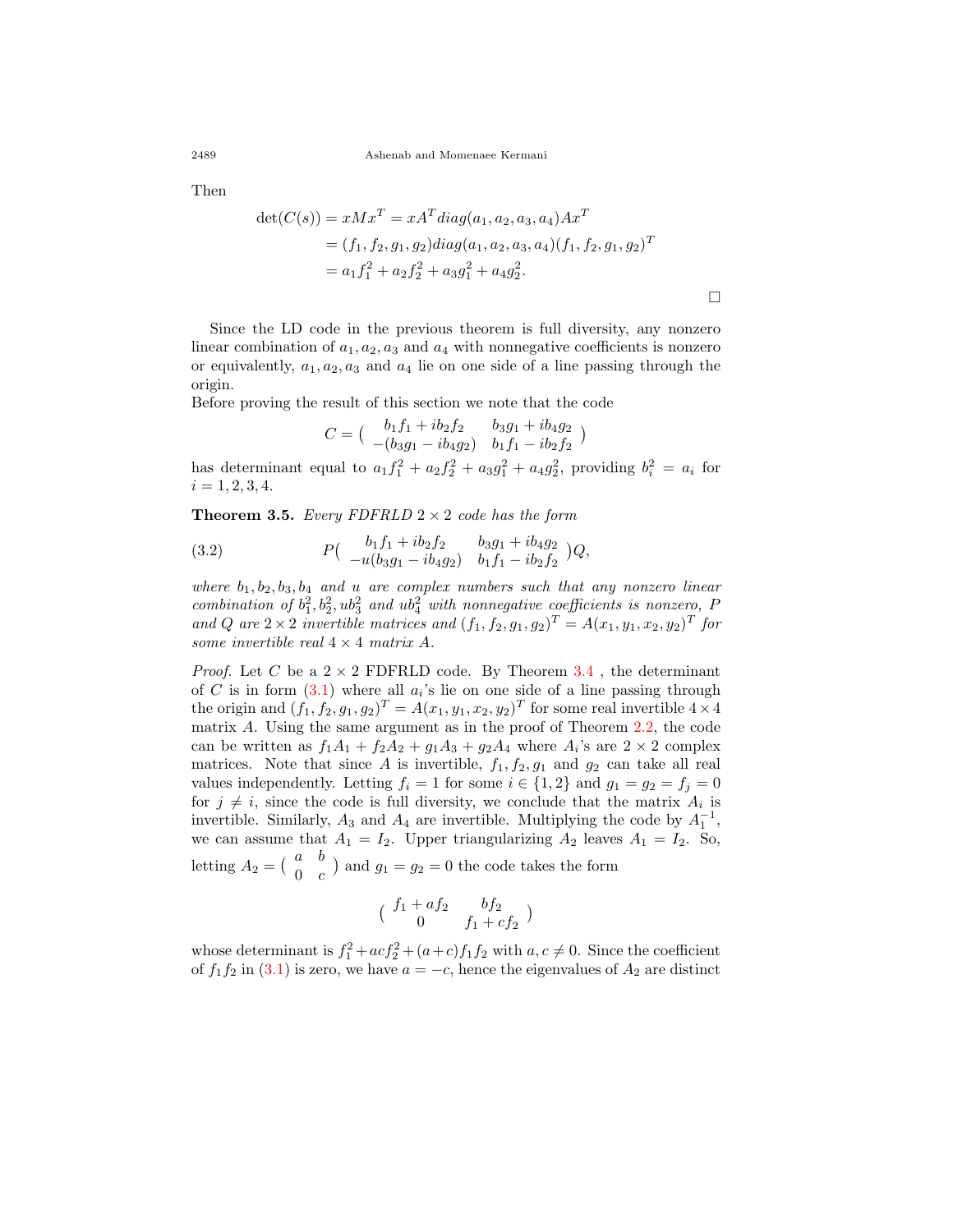Then

$$
\begin{aligned}
\det(C(s)) &= xMx^T = xA^T diag(a_1, a_2, a_3, a_4) A x^T \\
&= (f_1, f_2, g_1, g_2) diag(a_1, a_2, a_3, a_4)(f_1, f_2, g_1, g_2)^T \\
&= a_1 f_1^2 + a_2 f_2^2 + a_3 g_1^2 + a_4 g_2^2.
\end{aligned}
$$

□

Since the LD code in the previous theorem is full diversity, any nonzero linear combination of $a_1, a_2, a_3$ and $a_4$ with nonnegative coefficients is nonzero or equivalently, $a_1, a_2, a_3$ and $a_4$ lie on one side of a line passing through the origin.

Before proving the result of this section we note that the code

$$
C = \begin{pmatrix} b_1 f_1 + i b_2 f_2 & b_3 g_1 + i b_4 g_2 \\ -(b_3 g_1 - i b_4 g_2) & b_1 f_1 - i b_2 f_2 \end{pmatrix}
$$

has determinant equal to $a_1 f_1^2 + a_2 f_2^2 + a_3 g_1^2 + a_4 g_2^2$, providing $b_i^2 = a_i$ for $i = 1, 2, 3, 4$.

**Theorem 3.5.** *Every FDFRLD $2 \times 2$ code has the form*

$$
P \begin{pmatrix} b_1 f_1 + i b_2 f_2 & b_3 g_1 + i b_4 g_2 \\ -u(b_3 g_1 - i b_4 g_2) & b_1 f_1 - i b_2 f_2 \end{pmatrix} Q, \tag{3.2}
$$

*where $b_1, b_2, b_3, b_4$ and $u$ are complex numbers such that any nonzero linear combination of $b_1^2, b_2^2, ub_3^2$ and $ub_4^2$ with nonnegative coefficients is nonzero, $P$ and $Q$ are $2 \times 2$ invertible matrices and $(f_1, f_2, g_1, g_2)^T = A(x_1, y_1, x_2, y_2)^T$ for some invertible real $4 \times 4$ matrix $A$.*

*Proof.* Let $C$ be a $2 \times 2$ FDFRLD code. By Theorem 3.4 , the determinant of $C$ is in form (3.1) where all $a_i$'s lie on one side of a line passing through the origin and $(f_1, f_2, g_1, g_2)^T = A(x_1, y_1, x_2, y_2)^T$ for some real invertible $4 \times 4$ matrix $A$. Using the same argument as in the proof of Theorem 2.2, the code can be written as $f_1 A_1 + f_2 A_2 + g_1 A_3 + g_2 A_4$ where $A_i$'s are $2 \times 2$ complex matrices. Note that since $A$ is invertible, $f_1, f_2, g_1$ and $g_2$ can take all real values independently. Letting $f_i = 1$ for some $i \in \{1, 2\}$ and $g_1 = g_2 = f_j = 0$ for $j \neq i$, since the code is full diversity, we conclude that the matrix $A_i$ is invertible. Similarly, $A_3$ and $A_4$ are invertible. Multiplying the code by $A_1^{-1}$, we can assume that $A_1 = I_2$. Upper triangularizing $A_2$ leaves $A_1 = I_2$. So, letting $A_2 = \begin{pmatrix} a & b \\ 0 & c \end{pmatrix}$ and $g_1 = g_2 = 0$ the code takes the form

$$
\begin{pmatrix} f_1 + a f_2 & b f_2 \\ 0 & f_1 + c f_2 \end{pmatrix}
$$

whose determinant is $f_1^2 + ac f_2^2 + (a + c) f_1 f_2$ with $a, c \neq 0$. Since the coefficient of $f_1 f_2$ in (3.1) is zero, we have $a = -c$, hence the eigenvalues of $A_2$ are distinct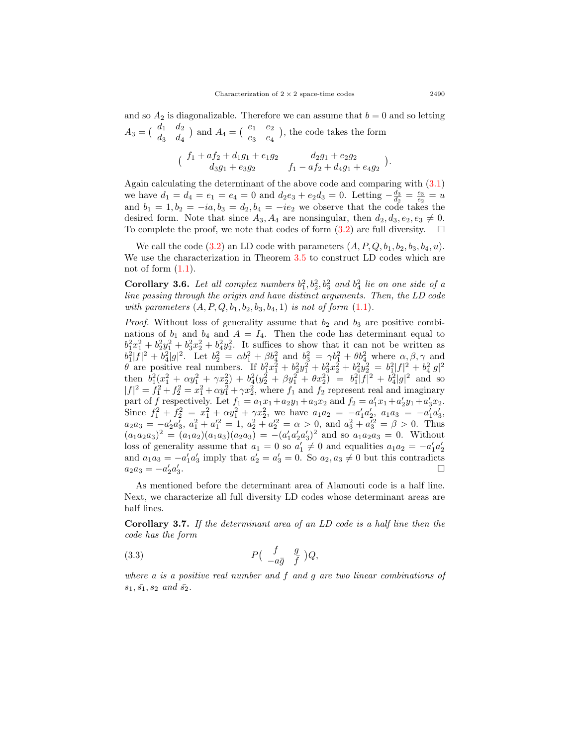and so $A_2$ is diagonalizable. Therefore we can assume that $b = 0$ and so letting $A_3 = \begin{pmatrix} d_1 & d_2 \\ d_3 & d_4 \end{pmatrix}$ and $A_4 = \begin{pmatrix} e_1 & e_2 \\ e_3 & e_4 \end{pmatrix}$, the code takes the form

$$\begin{pmatrix} f_1 + af_2 + d_1g_1 + e_1g_2 & d_2g_1 + e_2g_2 \\ d_3g_1 + e_3g_2 & f_1 - af_2 + d_4g_1 + e_4g_2 \end{pmatrix}.$$

Again calculating the determinant of the above code and comparing with (3.1) we have $d_1 = d_4 = e_1 = e_4 = 0$ and $d_2e_3 + e_2d_3 = 0$. Letting $-\frac{d_3}{d_2} = \frac{e_3}{e_2} = u$ and $b_1 = 1, b_2 = -ia, b_3 = d_2, b_4 = -ie_2$ we observe that the code takes the desired form. Note that since $A_3, A_4$ are nonsingular, then $d_2, d_3, e_2, e_3 \neq 0$. To complete the proof, we note that codes of form (3.2) are full diversity. □

We call the code (3.2) an LD code with parameters $(A, P, Q, b_1, b_2, b_3, b_4, u)$. We use the characterization in Theorem 3.5 to construct LD codes which are not of form (1.1).

**Corollary 3.6.** *Let all complex numbers $b_1^2, b_2^2, b_3^2$ and $b_4^2$ lie on one side of a line passing through the origin and have distinct arguments. Then, the LD code with parameters $(A, P, Q, b_1, b_2, b_3, b_4, 1)$ is not of form (1.1).*

*Proof.* Without loss of generality assume that $b_2$ and $b_3$ are positive combinations of $b_1$ and $b_4$ and $A = I_4$. Then the code has determinant equal to $b_1^2x_1^2 + b_2^2y_1^2 + b_3^2x_2^2 + b_4^2y_2^2$. It suffices to show that it can not be written as $b_1^2|f|^2 + b_4^2|g|^2$. Let $b_2^2 = \alpha b_1^2 + \beta b_4^2$ and $b_3^2 = \gamma b_1^2 + \theta b_4^2$ where $\alpha, \beta, \gamma$ and $\theta$ are positive real numbers. If $b_1^2x_1^2 + b_2^2y_1^2 + b_3^2x_2^2 + b_4^2y_2^2 = b_1^2|f|^2 + b_4^2|g|^2$ then $b_1^2(x_1^2 + \alpha y_1^2 + \gamma x_2^2) + b_4^2(y_2^2 + \beta y_1^2 + \theta x_2^2) = b_1^2|f|^2 + b_4^2|g|^2$ and so $|f|^2 = f_1^2 + f_2^2 = x_1^2 + \alpha y_1^2 + \gamma x_2^2$, where $f_1$ and $f_2$ represent real and imaginary part of $f$ respectively. Let $f_1 = a_1x_1 + a_2y_1 + a_3x_2$ and $f_2 = a_1'x_1 + a_2'y_1 + a_3'x_2$. Since $f_1^2 + f_2^2 = x_1^2 + \alpha y_1^2 + \gamma x_2^2$, we have $a_1a_2 = -a_1'a_2'$, $a_1a_3 = -a_1'a_3'$, $a_2a_3 = -a_2'a_3'$, $a_1^2 + a_1'^2 = 1$, $a_2^2 + a_2'^2 = \alpha > 0$, and $a_3^2 + a_3'^2 = \beta > 0$. Thus $(a_1a_2a_3)^2 = (a_1a_2)(a_1a_3)(a_2a_3) = -(a_1'a_2'a_3')^2$ and so $a_1a_2a_3 = 0$. Without loss of generality assume that $a_1 = 0$ so $a_1' \neq 0$ and equalities $a_1a_2 = -a_1'a_2'$ and $a_1a_3 = -a_1'a_3'$ imply that $a_2' = a_3' = 0$. So $a_2, a_3 \neq 0$ but this contradicts $a_2a_3 = -a_2'a_3'$. □

As mentioned before the determinant area of Alamouti code is a half line. Next, we characterize all full diversity LD codes whose determinant areas are half lines.

**Corollary 3.7.** *If the determinant area of an LD code is a half line then the code has the form*

$$P\begin{pmatrix} f & g \\ -a\bar{g} & \bar{f} \end{pmatrix}Q, \tag{3.3}$$

*where $a$ is a positive real number and $f$ and $g$ are two linear combinations of $s_1, \bar{s}_1, s_2$ and $\bar{s}_2$.*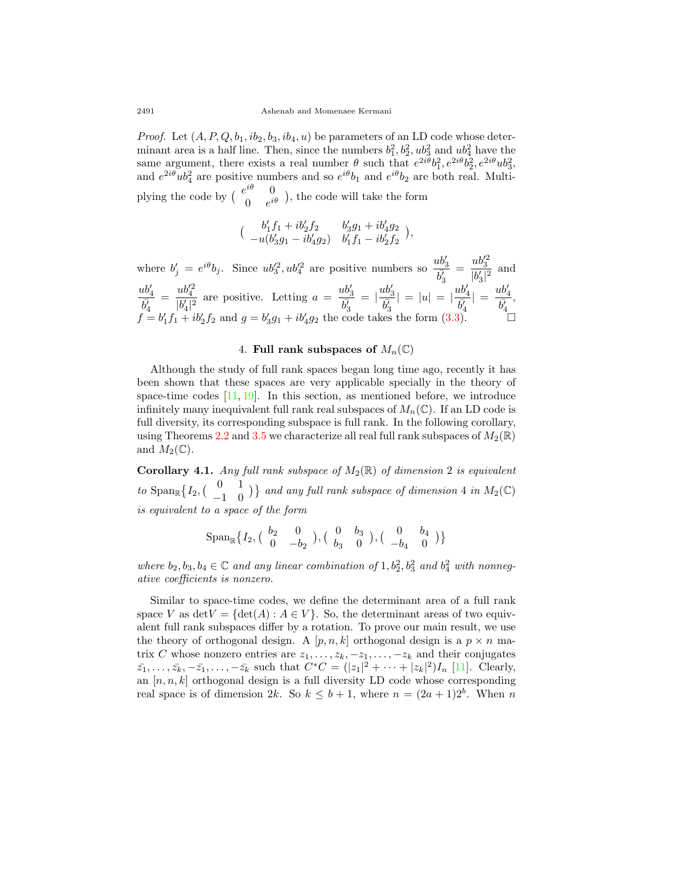*Proof.* Let $(A, P, Q, b_1, ib_2, b_3, ib_4, u)$ be parameters of an LD code whose determinant area is a half line. Then, since the numbers $b_1^2, b_2^2, ub_3^2$ and $ub_4^2$ have the same argument, there exists a real number $\theta$ such that $e^{2i\theta}b_1^2, e^{2i\theta}b_2^2, e^{2i\theta}ub_3^2$, and $e^{2i\theta}ub_4^2$ are positive numbers and so $e^{i\theta}b_1$ and $e^{i\theta}b_2$ are both real. Multiplying the code by $\begin{pmatrix} e^{i\theta} & 0 \\ 0 & e^{i\theta} \end{pmatrix}$, the code will take the form

$$\begin{pmatrix} b_1'f_1 + ib_2'f_2 & b_3'g_1 + ib_4'g_2 \\ -u(b_3'g_1 - ib_4'g_2) & b_1'f_1 - ib_2'f_2 \end{pmatrix},$$

where $b_j' = e^{i\theta}b_j$. Since $ub_3'^2, ub_4'^2$ are positive numbers so $\dfrac{ub_3'}{\bar{b_3'}} = \dfrac{ub_3'^2}{|b_3'|^2}$ and $\dfrac{ub_4'}{\bar{b_4'}} = \dfrac{ub_4'^2}{|b_4'|^2}$ are positive. Letting $a = \dfrac{ub_3'}{\bar{b_3'}} = |\dfrac{ub_3'}{\bar{b_3'}}| = |u| = |\dfrac{ub_4'}{\bar{b_4'}}| = \dfrac{ub_4'}{\bar{b_4'}}$, $f = b_1'f_1 + ib_2'f_2$ and $g = b_3'g_1 + ib_4'g_2$ the code takes the form (3.3). □

## 4. Full rank subspaces of $M_n(\mathbb{C})$

Although the study of full rank spaces began long time ago, recently it has been shown that these spaces are very applicable specially in the theory of space-time codes [11, 19]. In this section, as mentioned before, we introduce infinitely many inequivalent full rank real subspaces of $M_n(\mathbb{C})$. If an LD code is full diversity, its corresponding subspace is full rank. In the following corollary, using Theorems 2.2 and 3.5 we characterize all real full rank subspaces of $M_2(\mathbb{R})$ and $M_2(\mathbb{C})$.

**Corollary 4.1.** *Any full rank subspace of $M_2(\mathbb{R})$ of dimension 2 is equivalent to $\mathrm{Span}_{\mathbb{R}}\{I_2, \begin{pmatrix} 0 & 1 \\ -1 & 0 \end{pmatrix}\}$ and any full rank subspace of dimension 4 in $M_2(\mathbb{C})$ is equivalent to a space of the form*

$$\mathrm{Span}_{\mathbb{R}}\{I_2, \begin{pmatrix} b_2 & 0 \\ 0 & -b_2 \end{pmatrix}, \begin{pmatrix} 0 & b_3 \\ b_3 & 0 \end{pmatrix}, \begin{pmatrix} 0 & b_4 \\ -b_4 & 0 \end{pmatrix}\}$$

*where $b_2, b_3, b_4 \in \mathbb{C}$ and any linear combination of $1, b_2^2, b_3^2$ and $b_4^2$ with nonnegative coefficients is nonzero.*

Similar to space-time codes, we define the determinant area of a full rank space $V$ as $\det V = \{\det(A) : A \in V\}$. So, the determinant areas of two equivalent full rank subspaces differ by a rotation. To prove our main result, we use the theory of orthogonal design. A $[p, n, k]$ orthogonal design is a $p \times n$ matrix $C$ whose nonzero entries are $z_1, \dots, z_k, -z_1, \dots, -z_k$ and their conjugates $\bar{z_1}, \dots, \bar{z_k}, -\bar{z_1}, \dots, -\bar{z_k}$ such that $C^*C = (|z_1|^2 + \cdots + |z_k|^2)I_n$ [11]. Clearly, an $[n, n, k]$ orthogonal design is a full diversity LD code whose corresponding real space is of dimension $2k$. So $k \leq b + 1$, where $n = (2a + 1)2^b$. When $n$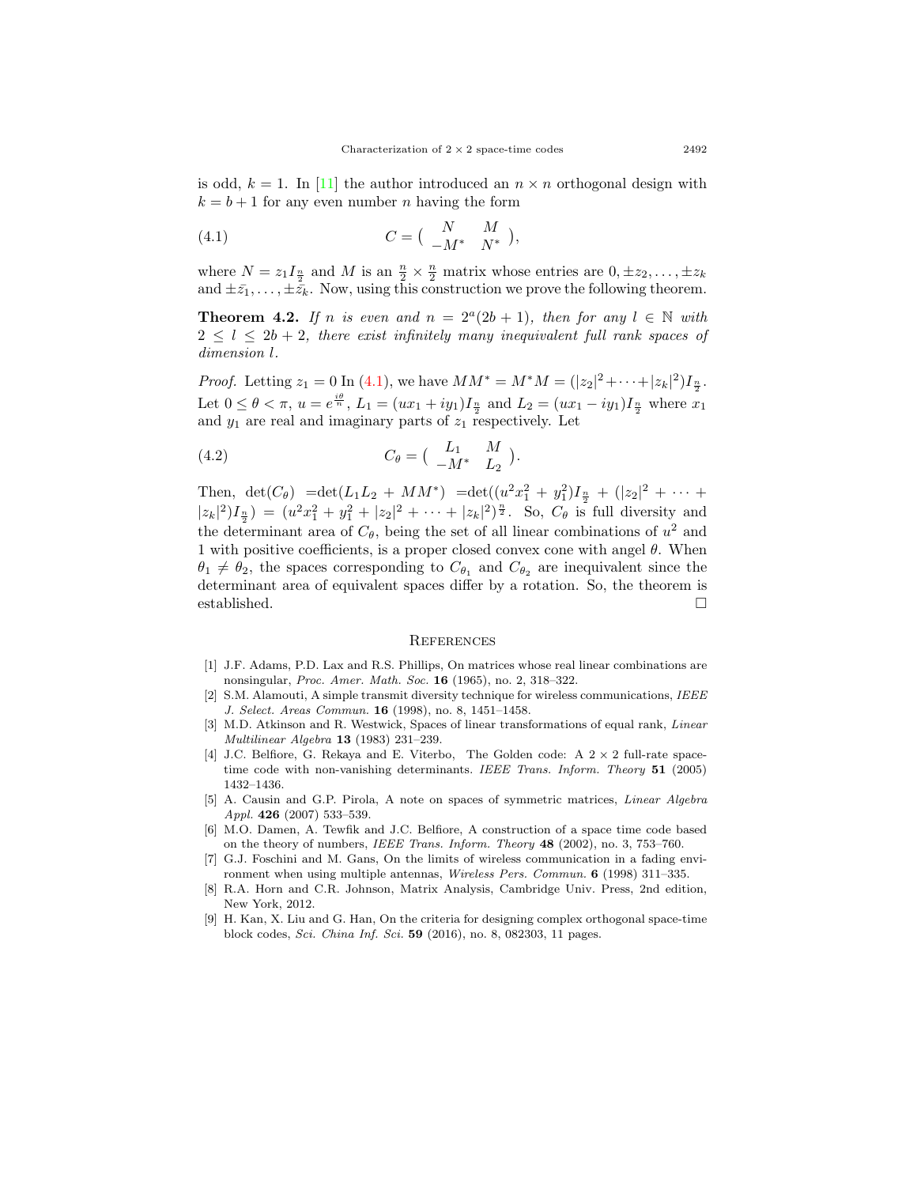is odd, $k = 1$. In [11] the author introduced an $n \times n$ orthogonal design with $k = b + 1$ for any even number $n$ having the form

$$C = \begin{pmatrix} N & M \\ -M^* & N^* \end{pmatrix}, \tag{4.1}$$

where $N = z_1 I_{\frac{n}{2}}$ and $M$ is an $\frac{n}{2} \times \frac{n}{2}$ matrix whose entries are $0, \pm z_2, \ldots, \pm z_k$ and $\pm \bar{z_1}, \ldots, \pm \bar{z_k}$. Now, using this construction we prove the following theorem.

**Theorem 4.2.** *If $n$ is even and $n = 2^a(2b + 1)$, then for any $l \in \mathbb{N}$ with $2 \leq l \leq 2b + 2$, there exist infinitely many inequivalent full rank spaces of dimension $l$.*

*Proof.* Letting $z_1 = 0$ In (4.1), we have $MM^* = M^*M = (|z_2|^2 + \cdots + |z_k|^2)I_{\frac{n}{2}}$. Let $0 \leq \theta < \pi$, $u = e^{\frac{i\theta}{n}}$, $L_1 = (ux_1 + iy_1)I_{\frac{n}{2}}$ and $L_2 = (ux_1 - iy_1)I_{\frac{n}{2}}$ where $x_1$ and $y_1$ are real and imaginary parts of $z_1$ respectively. Let

$$C_\theta = \begin{pmatrix} L_1 & M \\ -M^* & L_2 \end{pmatrix}. \tag{4.2}$$

Then, $\det(C_\theta)$ $=\det(L_1L_2 + MM^*)$ $=\det((u^2x_1^2 + y_1^2)I_{\frac{n}{2}} + (|z_2|^2 + \cdots + |z_k|^2)I_{\frac{n}{2}}) = (u^2x_1^2 + y_1^2 + |z_2|^2 + \cdots + |z_k|^2)^{\frac{n}{2}}$. So, $C_\theta$ is full diversity and the determinant area of $C_\theta$, being the set of all linear combinations of $u^2$ and 1 with positive coefficients, is a proper closed convex cone with angel $\theta$. When $\theta_1 \neq \theta_2$, the spaces corresponding to $C_{\theta_1}$ and $C_{\theta_2}$ are inequivalent since the determinant area of equivalent spaces differ by a rotation. So, the theorem is established. □

## References

[1] J.F. Adams, P.D. Lax and R.S. Phillips, On matrices whose real linear combinations are nonsingular, *Proc. Amer. Math. Soc.* **16** (1965), no. 2, 318–322.

[2] S.M. Alamouti, A simple transmit diversity technique for wireless communications, *IEEE J. Select. Areas Commun.* **16** (1998), no. 8, 1451–1458.

[3] M.D. Atkinson and R. Westwick, Spaces of linear transformations of equal rank, *Linear Multilinear Algebra* **13** (1983) 231–239.

[4] J.C. Belfiore, G. Rekaya and E. Viterbo, The Golden code: A $2 \times 2$ full-rate space-time code with non-vanishing determinants. *IEEE Trans. Inform. Theory* **51** (2005) 1432–1436.

[5] A. Causin and G.P. Pirola, A note on spaces of symmetric matrices, *Linear Algebra Appl.* **426** (2007) 533–539.

[6] M.O. Damen, A. Tewfik and J.C. Belfiore, A construction of a space time code based on the theory of numbers, *IEEE Trans. Inform. Theory* **48** (2002), no. 3, 753–760.

[7] G.J. Foschini and M. Gans, On the limits of wireless communication in a fading environment when using multiple antennas, *Wireless Pers. Commun.* **6** (1998) 311–335.

[8] R.A. Horn and C.R. Johnson, Matrix Analysis, Cambridge Univ. Press, 2nd edition, New York, 2012.

[9] H. Kan, X. Liu and G. Han, On the criteria for designing complex orthogonal space-time block codes, *Sci. China Inf. Sci.* **59** (2016), no. 8, 082303, 11 pages.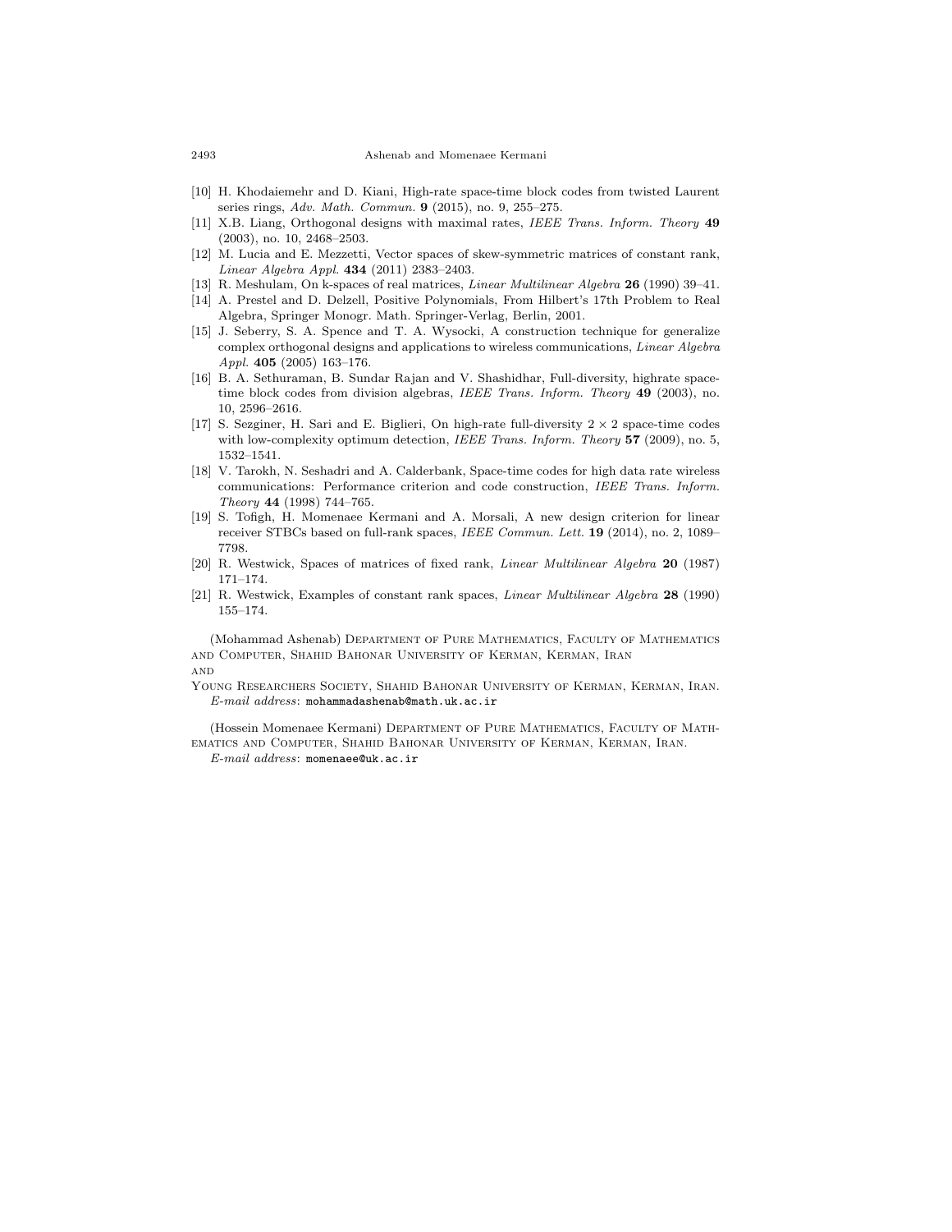[10] H. Khodaiemehr and D. Kiani, High-rate space-time block codes from twisted Laurent series rings, *Adv. Math. Commun.* **9** (2015), no. 9, 255–275.

[11] X.B. Liang, Orthogonal designs with maximal rates, *IEEE Trans. Inform. Theory* **49** (2003), no. 10, 2468–2503.

[12] M. Lucia and E. Mezzetti, Vector spaces of skew-symmetric matrices of constant rank, *Linear Algebra Appl.* **434** (2011) 2383–2403.

[13] R. Meshulam, On k-spaces of real matrices, *Linear Multilinear Algebra* **26** (1990) 39–41.

[14] A. Prestel and D. Delzell, Positive Polynomials, From Hilbert's 17th Problem to Real Algebra, Springer Monogr. Math. Springer-Verlag, Berlin, 2001.

[15] J. Seberry, S. A. Spence and T. A. Wysocki, A construction technique for generalize complex orthogonal designs and applications to wireless communications, *Linear Algebra Appl.* **405** (2005) 163–176.

[16] B. A. Sethuraman, B. Sundar Rajan and V. Shashidhar, Full-diversity, highrate space-time block codes from division algebras, *IEEE Trans. Inform. Theory* **49** (2003), no. 10, 2596–2616.

[17] S. Sezginer, H. Sari and E. Biglieri, On high-rate full-diversity $2 \times 2$ space-time codes with low-complexity optimum detection, *IEEE Trans. Inform. Theory* **57** (2009), no. 5, 1532–1541.

[18] V. Tarokh, N. Seshadri and A. Calderbank, Space-time codes for high data rate wireless communications: Performance criterion and code construction, *IEEE Trans. Inform. Theory* **44** (1998) 744–765.

[19] S. Tofigh, H. Momenaee Kermani and A. Morsali, A new design criterion for linear receiver STBCs based on full-rank spaces, *IEEE Commun. Lett.* **19** (2014), no. 2, 1089–7798.

[20] R. Westwick, Spaces of matrices of fixed rank, *Linear Multilinear Algebra* **20** (1987) 171–174.

[21] R. Westwick, Examples of constant rank spaces, *Linear Multilinear Algebra* **28** (1990) 155–174.

(Mohammad Ashenab) Department of Pure Mathematics, Faculty of Mathematics and Computer, Shahid Bahonar University of Kerman, Kerman, Iran
and
Young Researchers Society, Shahid Bahonar University of Kerman, Kerman, Iran.
*E-mail address*: mohammadashenab@math.uk.ac.ir

(Hossein Momenaee Kermani) Department of Pure Mathematics, Faculty of Mathematics and Computer, Shahid Bahonar University of Kerman, Kerman, Iran.
*E-mail address*: momenaee@uk.ac.ir